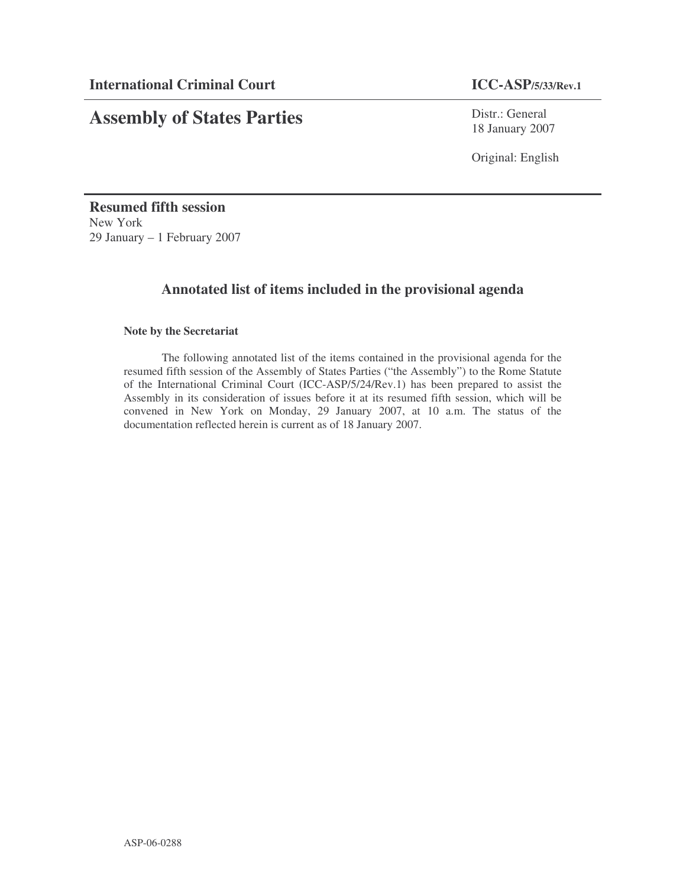**International Criminal Court** **ICC-ASP/5/33/Rev.1**

# Assembly of States Parties

Distr.: General
18 January 2007

Original: English

**Resumed fifth session**
New York
29 January – 1 February 2007

## Annotated list of items included in the provisional agenda

**Note by the Secretariat**

The following annotated list of the items contained in the provisional agenda for the resumed fifth session of the Assembly of States Parties ("the Assembly") to the Rome Statute of the International Criminal Court (ICC-ASP/5/24/Rev.1) has been prepared to assist the Assembly in its consideration of issues before it at its resumed fifth session, which will be convened in New York on Monday, 29 January 2007, at 10 a.m. The status of the documentation reflected herein is current as of 18 January 2007.

ASP-06-0288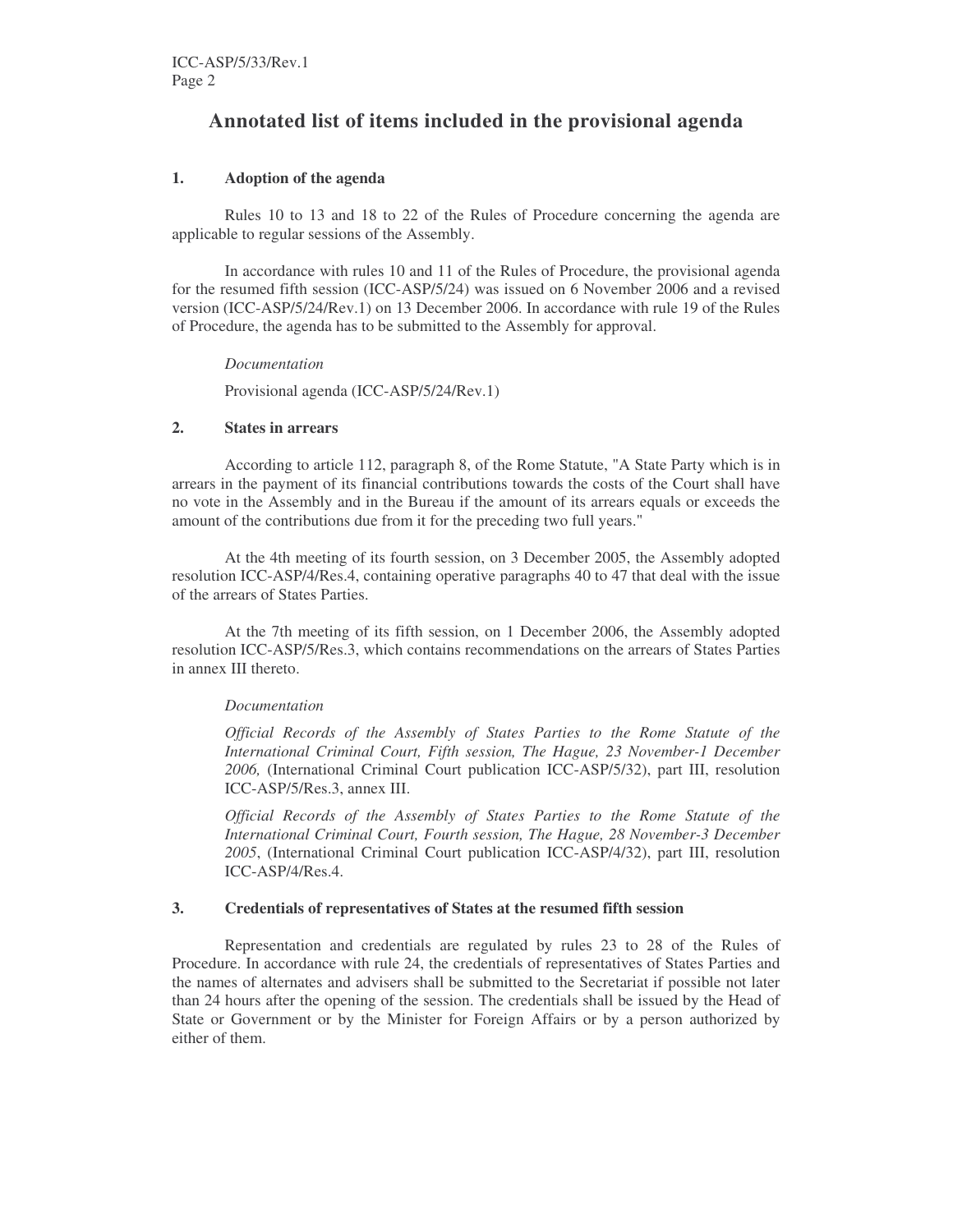## Annotated list of items included in the provisional agenda

### 1. Adoption of the agenda

Rules 10 to 13 and 18 to 22 of the Rules of Procedure concerning the agenda are applicable to regular sessions of the Assembly.

In accordance with rules 10 and 11 of the Rules of Procedure, the provisional agenda for the resumed fifth session (ICC-ASP/5/24) was issued on 6 November 2006 and a revised version (ICC-ASP/5/24/Rev.1) on 13 December 2006. In accordance with rule 19 of the Rules of Procedure, the agenda has to be submitted to the Assembly for approval.

*Documentation*

Provisional agenda (ICC-ASP/5/24/Rev.1)

### 2. States in arrears

According to article 112, paragraph 8, of the Rome Statute, "A State Party which is in arrears in the payment of its financial contributions towards the costs of the Court shall have no vote in the Assembly and in the Bureau if the amount of its arrears equals or exceeds the amount of the contributions due from it for the preceding two full years."

At the 4th meeting of its fourth session, on 3 December 2005, the Assembly adopted resolution ICC-ASP/4/Res.4, containing operative paragraphs 40 to 47 that deal with the issue of the arrears of States Parties.

At the 7th meeting of its fifth session, on 1 December 2006, the Assembly adopted resolution ICC-ASP/5/Res.3, which contains recommendations on the arrears of States Parties in annex III thereto.

*Documentation*

*Official Records of the Assembly of States Parties to the Rome Statute of the International Criminal Court, Fifth session, The Hague, 23 November-1 December 2006,* (International Criminal Court publication ICC-ASP/5/32), part III, resolution ICC-ASP/5/Res.3, annex III.

*Official Records of the Assembly of States Parties to the Rome Statute of the International Criminal Court, Fourth session, The Hague, 28 November-3 December 2005*, (International Criminal Court publication ICC-ASP/4/32), part III, resolution ICC-ASP/4/Res.4.

### 3. Credentials of representatives of States at the resumed fifth session

Representation and credentials are regulated by rules 23 to 28 of the Rules of Procedure. In accordance with rule 24, the credentials of representatives of States Parties and the names of alternates and advisers shall be submitted to the Secretariat if possible not later than 24 hours after the opening of the session. The credentials shall be issued by the Head of State or Government or by the Minister for Foreign Affairs or by a person authorized by either of them.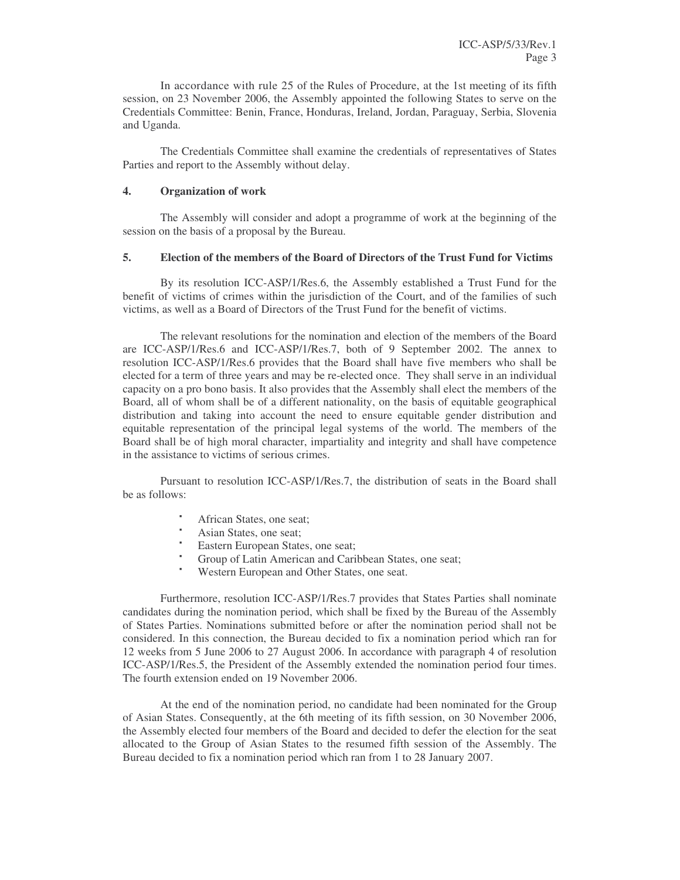In accordance with rule 25 of the Rules of Procedure, at the 1st meeting of its fifth session, on 23 November 2006, the Assembly appointed the following States to serve on the Credentials Committee: Benin, France, Honduras, Ireland, Jordan, Paraguay, Serbia, Slovenia and Uganda.

The Credentials Committee shall examine the credentials of representatives of States Parties and report to the Assembly without delay.

**4. Organization of work**

The Assembly will consider and adopt a programme of work at the beginning of the session on the basis of a proposal by the Bureau.

**5. Election of the members of the Board of Directors of the Trust Fund for Victims**

By its resolution ICC-ASP/1/Res.6, the Assembly established a Trust Fund for the benefit of victims of crimes within the jurisdiction of the Court, and of the families of such victims, as well as a Board of Directors of the Trust Fund for the benefit of victims.

The relevant resolutions for the nomination and election of the members of the Board are ICC-ASP/1/Res.6 and ICC-ASP/1/Res.7, both of 9 September 2002. The annex to resolution ICC-ASP/1/Res.6 provides that the Board shall have five members who shall be elected for a term of three years and may be re-elected once. They shall serve in an individual capacity on a pro bono basis. It also provides that the Assembly shall elect the members of the Board, all of whom shall be of a different nationality, on the basis of equitable geographical distribution and taking into account the need to ensure equitable gender distribution and equitable representation of the principal legal systems of the world. The members of the Board shall be of high moral character, impartiality and integrity and shall have competence in the assistance to victims of serious crimes.

Pursuant to resolution ICC-ASP/1/Res.7, the distribution of seats in the Board shall be as follows:

- African States, one seat;
- Asian States, one seat;
- Eastern European States, one seat;
- Group of Latin American and Caribbean States, one seat;
- Western European and Other States, one seat.

Furthermore, resolution ICC-ASP/1/Res.7 provides that States Parties shall nominate candidates during the nomination period, which shall be fixed by the Bureau of the Assembly of States Parties. Nominations submitted before or after the nomination period shall not be considered. In this connection, the Bureau decided to fix a nomination period which ran for 12 weeks from 5 June 2006 to 27 August 2006. In accordance with paragraph 4 of resolution ICC-ASP/1/Res.5, the President of the Assembly extended the nomination period four times. The fourth extension ended on 19 November 2006.

At the end of the nomination period, no candidate had been nominated for the Group of Asian States. Consequently, at the 6th meeting of its fifth session, on 30 November 2006, the Assembly elected four members of the Board and decided to defer the election for the seat allocated to the Group of Asian States to the resumed fifth session of the Assembly. The Bureau decided to fix a nomination period which ran from 1 to 28 January 2007.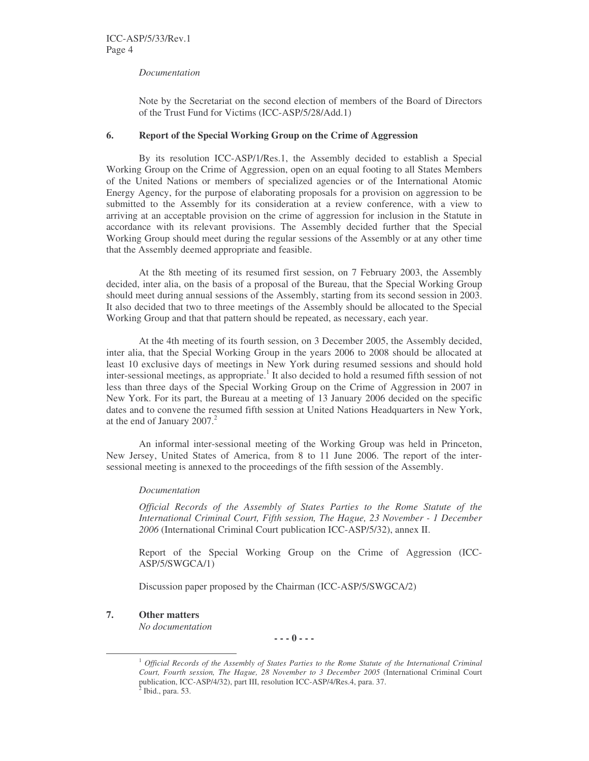*Documentation*

Note by the Secretariat on the second election of members of the Board of Directors of the Trust Fund for Victims (ICC-ASP/5/28/Add.1)

## 6. Report of the Special Working Group on the Crime of Aggression

By its resolution ICC-ASP/1/Res.1, the Assembly decided to establish a Special Working Group on the Crime of Aggression, open on an equal footing to all States Members of the United Nations or members of specialized agencies or of the International Atomic Energy Agency, for the purpose of elaborating proposals for a provision on aggression to be submitted to the Assembly for its consideration at a review conference, with a view to arriving at an acceptable provision on the crime of aggression for inclusion in the Statute in accordance with its relevant provisions. The Assembly decided further that the Special Working Group should meet during the regular sessions of the Assembly or at any other time that the Assembly deemed appropriate and feasible.

At the 8th meeting of its resumed first session, on 7 February 2003, the Assembly decided, inter alia, on the basis of a proposal of the Bureau, that the Special Working Group should meet during annual sessions of the Assembly, starting from its second session in 2003. It also decided that two to three meetings of the Assembly should be allocated to the Special Working Group and that that pattern should be repeated, as necessary, each year.

At the 4th meeting of its fourth session, on 3 December 2005, the Assembly decided, inter alia, that the Special Working Group in the years 2006 to 2008 should be allocated at least 10 exclusive days of meetings in New York during resumed sessions and should hold inter-sessional meetings, as appropriate.[1] It also decided to hold a resumed fifth session of not less than three days of the Special Working Group on the Crime of Aggression in 2007 in New York. For its part, the Bureau at a meeting of 13 January 2006 decided on the specific dates and to convene the resumed fifth session at United Nations Headquarters in New York, at the end of January 2007.[2]

An informal inter-sessional meeting of the Working Group was held in Princeton, New Jersey, United States of America, from 8 to 11 June 2006. The report of the inter-sessional meeting is annexed to the proceedings of the fifth session of the Assembly.

*Documentation*

*Official Records of the Assembly of States Parties to the Rome Statute of the International Criminal Court, Fifth session, The Hague, 23 November - 1 December 2006* (International Criminal Court publication ICC-ASP/5/32), annex II.

Report of the Special Working Group on the Crime of Aggression (ICC-ASP/5/SWGCA/1)

Discussion paper proposed by the Chairman (ICC-ASP/5/SWGCA/2)

## 7. Other matters

*No documentation*

- - - 0 - - -

[1] *Official Records of the Assembly of States Parties to the Rome Statute of the International Criminal Court, Fourth session, The Hague, 28 November to 3 December 2005* (International Criminal Court publication, ICC-ASP/4/32), part III, resolution ICC-ASP/4/Res.4, para. 37.

[2] Ibid., para. 53.